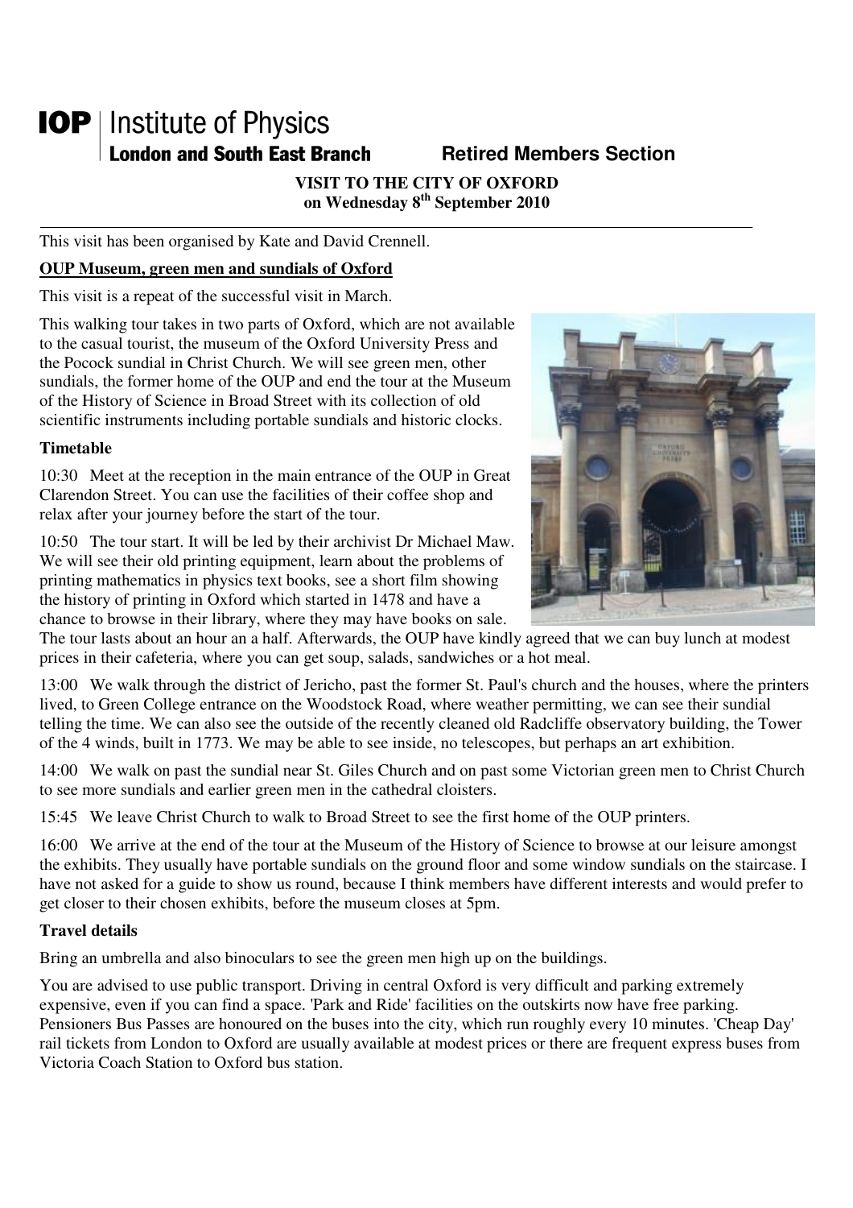# IOP | Institute of Physics
**London and South East Branch** **Retired Members Section**

**VISIT TO THE CITY OF OXFORD**
**on Wednesday 8th September 2010**

---

This visit has been organised by Kate and David Crennell.

## OUP Museum, green men and sundials of Oxford

This visit is a repeat of the successful visit in March.

This walking tour takes in two parts of Oxford, which are not available to the casual tourist, the museum of the Oxford University Press and the Pocock sundial in Christ Church. We will see green men, other sundials, the former home of the OUP and end the tour at the Museum of the History of Science in Broad Street with its collection of old scientific instruments including portable sundials and historic clocks.

### Timetable

10:30 Meet at the reception in the main entrance of the OUP in Great Clarendon Street. You can use the facilities of their coffee shop and relax after your journey before the start of the tour.

10:50 The tour start. It will be led by their archivist Dr Michael Maw. We will see their old printing equipment, learn about the problems of printing mathematics in physics text books, see a short film showing the history of printing in Oxford which started in 1478 and have a chance to browse in their library, where they may have books on sale. The tour lasts about an hour an a half. Afterwards, the OUP have kindly agreed that we can buy lunch at modest prices in their cafeteria, where you can get soup, salads, sandwiches or a hot meal.

13:00 We walk through the district of Jericho, past the former St. Paul's church and the houses, where the printers lived, to Green College entrance on the Woodstock Road, where weather permitting, we can see their sundial telling the time. We can also see the outside of the recently cleaned old Radcliffe observatory building, the Tower of the 4 winds, built in 1773. We may be able to see inside, no telescopes, but perhaps an art exhibition.

14:00 We walk on past the sundial near St. Giles Church and on past some Victorian green men to Christ Church to see more sundials and earlier green men in the cathedral cloisters.

15:45 We leave Christ Church to walk to Broad Street to see the first home of the OUP printers.

16:00 We arrive at the end of the tour at the Museum of the History of Science to browse at our leisure amongst the exhibits. They usually have portable sundials on the ground floor and some window sundials on the staircase. I have not asked for a guide to show us round, because I think members have different interests and would prefer to get closer to their chosen exhibits, before the museum closes at 5pm.

### Travel details

Bring an umbrella and also binoculars to see the green men high up on the buildings.

You are advised to use public transport. Driving in central Oxford is very difficult and parking extremely expensive, even if you can find a space. 'Park and Ride' facilities on the outskirts now have free parking. Pensioners Bus Passes are honoured on the buses into the city, which run roughly every 10 minutes. 'Cheap Day' rail tickets from London to Oxford are usually available at modest prices or there are frequent express buses from Victoria Coach Station to Oxford bus station.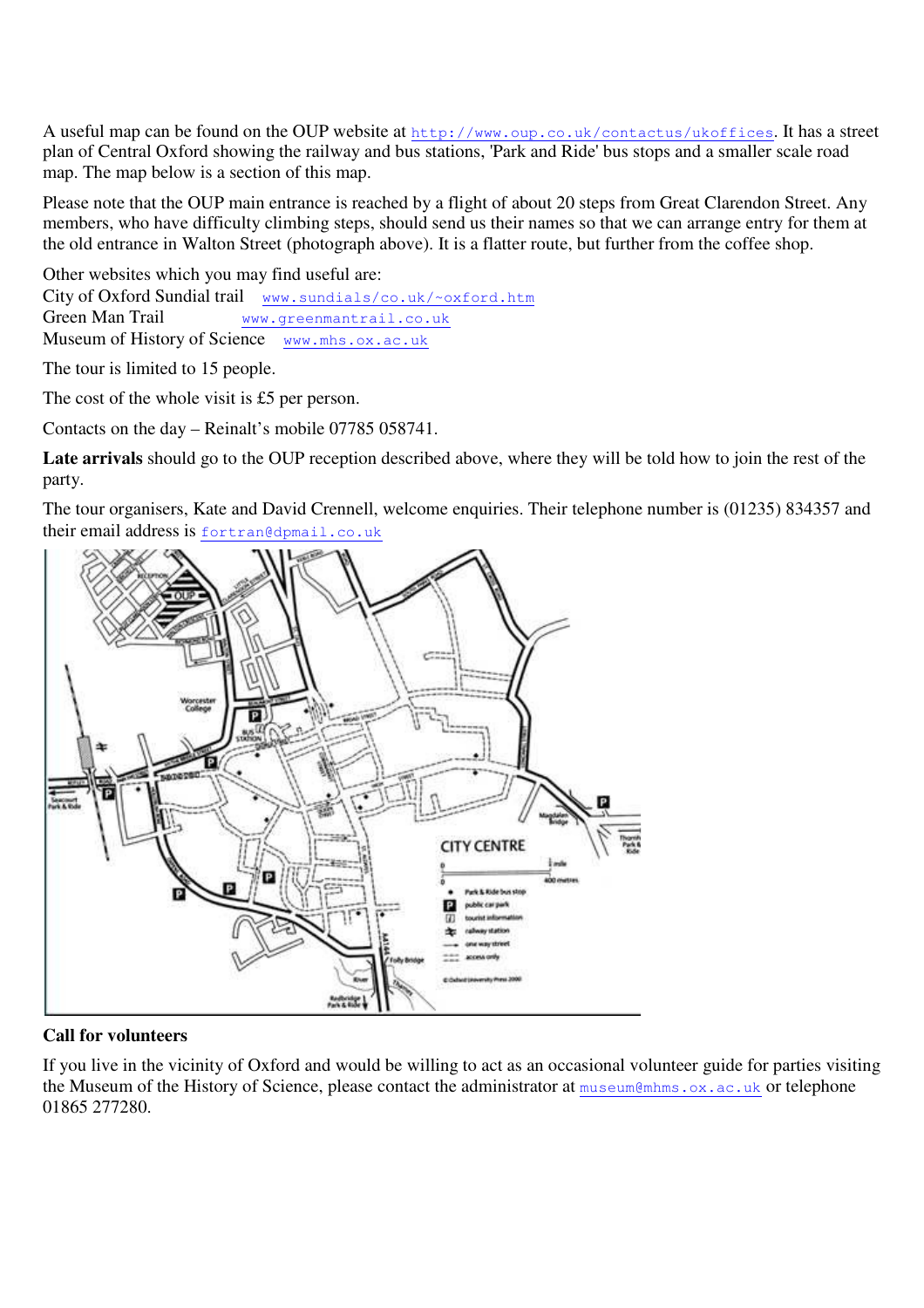A useful map can be found on the OUP website at http://www.oup.co.uk/contactus/ukoffices. It has a street plan of Central Oxford showing the railway and bus stations, 'Park and Ride' bus stops and a smaller scale road map. The map below is a section of this map.

Please note that the OUP main entrance is reached by a flight of about 20 steps from Great Clarendon Street. Any members, who have difficulty climbing steps, should send us their names so that we can arrange entry for them at the old entrance in Walton Street (photograph above). It is a flatter route, but further from the coffee shop.

Other websites which you may find useful are:
City of Oxford Sundial trail www.sundials/co.uk/~oxford.htm
Green Man Trail www.greenmantrail.co.uk
Museum of History of Science www.mhs.ox.ac.uk

The tour is limited to 15 people.

The cost of the whole visit is £5 per person.

Contacts on the day – Reinalt's mobile 07785 058741.

**Late arrivals** should go to the OUP reception described above, where they will be told how to join the rest of the party.

The tour organisers, Kate and David Crennell, welcome enquiries. Their telephone number is (01235) 834357 and their email address is fortran@dpmail.co.uk

CITY CENTRE

1 mile

400 metres

Park & Ride bus stop

public car park

tourist information

railway station

one way street

access only

© Oxford University Press 2000

**Call for volunteers**

If you live in the vicinity of Oxford and would be willing to act as an occasional volunteer guide for parties visiting the Museum of the History of Science, please contact the administrator at museum@mhms.ox.ac.uk or telephone 01865 277280.